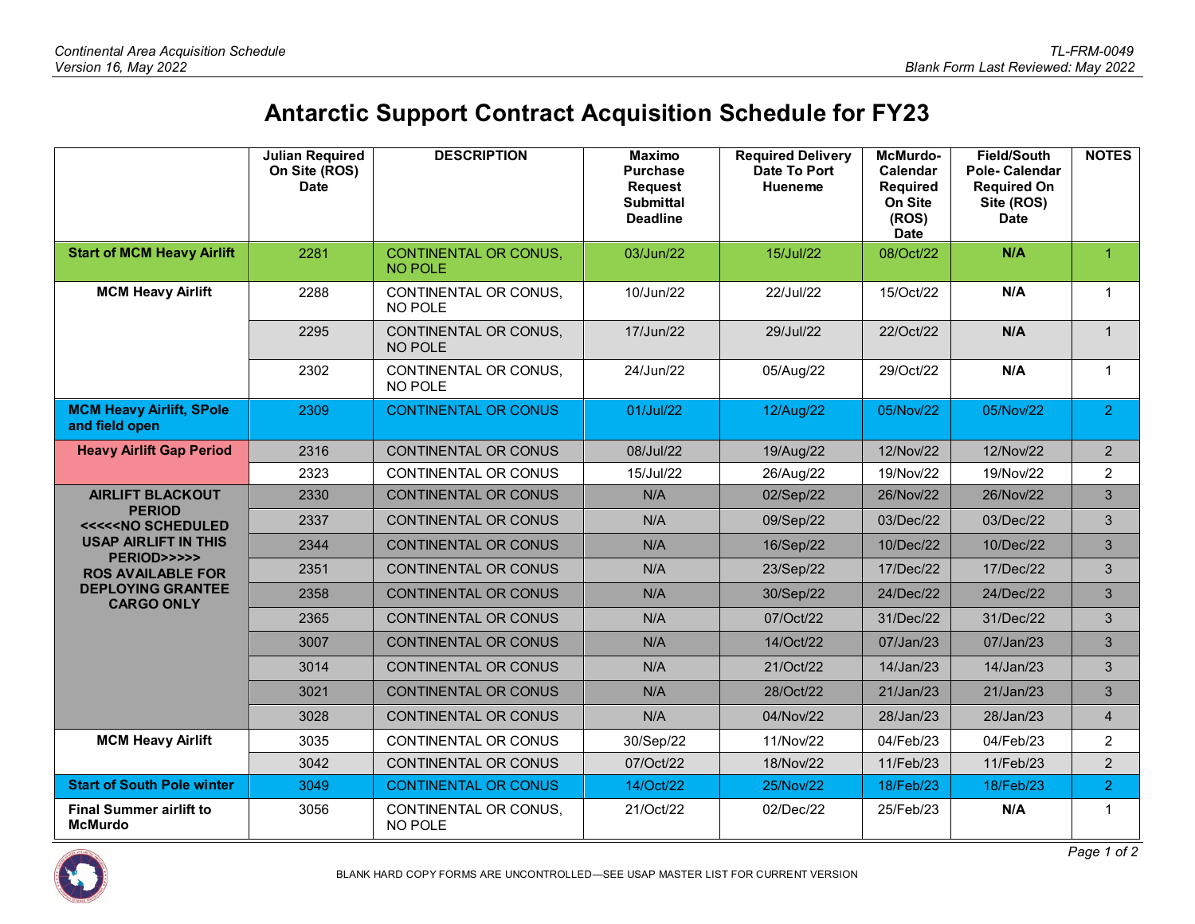# Antarctic Support Contract Acquisition Schedule for FY23

| | Julian Required On Site (ROS) Date | DESCRIPTION | Maximo Purchase Request Submittal Deadline | Required Delivery Date To Port Hueneme | McMurdo-Calendar Required On Site (ROS) Date | Field/South Pole- Calendar Required On Site (ROS) Date | NOTES |
|---|---|---|---|---|---|---|---|
| **Start of MCM Heavy Airlift** | 2281 | CONTINENTAL OR CONUS, NO POLE | 03/Jun/22 | 15/Jul/22 | 08/Oct/22 | **N/A** | 1 |
| **MCM Heavy Airlift** | 2288 | CONTINENTAL OR CONUS, NO POLE | 10/Jun/22 | 22/Jul/22 | 15/Oct/22 | **N/A** | 1 |
| | 2295 | CONTINENTAL OR CONUS, NO POLE | 17/Jun/22 | 29/Jul/22 | 22/Oct/22 | **N/A** | 1 |
| | 2302 | CONTINENTAL OR CONUS, NO POLE | 24/Jun/22 | 05/Aug/22 | 29/Oct/22 | **N/A** | 1 |
| **MCM Heavy Airlift, SPole and field open** | 2309 | CONTINENTAL OR CONUS | 01/Jul/22 | 12/Aug/22 | 05/Nov/22 | 05/Nov/22 | 2 |
| **Heavy Airlift Gap Period** | 2316 | CONTINENTAL OR CONUS | 08/Jul/22 | 19/Aug/22 | 12/Nov/22 | 12/Nov/22 | 2 |
| | 2323 | CONTINENTAL OR CONUS | 15/Jul/22 | 26/Aug/22 | 19/Nov/22 | 19/Nov/22 | 2 |
| **AIRLIFT BLACKOUT PERIOD <<<<<NO SCHEDULED USAP AIRLIFT IN THIS PERIOD>>>>> ROS AVAILABLE FOR DEPLOYING GRANTEE CARGO ONLY** | 2330 | CONTINENTAL OR CONUS | N/A | 02/Sep/22 | 26/Nov/22 | 26/Nov/22 | 3 |
| | 2337 | CONTINENTAL OR CONUS | N/A | 09/Sep/22 | 03/Dec/22 | 03/Dec/22 | 3 |
| | 2344 | CONTINENTAL OR CONUS | N/A | 16/Sep/22 | 10/Dec/22 | 10/Dec/22 | 3 |
| | 2351 | CONTINENTAL OR CONUS | N/A | 23/Sep/22 | 17/Dec/22 | 17/Dec/22 | 3 |
| | 2358 | CONTINENTAL OR CONUS | N/A | 30/Sep/22 | 24/Dec/22 | 24/Dec/22 | 3 |
| | 2365 | CONTINENTAL OR CONUS | N/A | 07/Oct/22 | 31/Dec/22 | 31/Dec/22 | 3 |
| | 3007 | CONTINENTAL OR CONUS | N/A | 14/Oct/22 | 07/Jan/23 | 07/Jan/23 | 3 |
| | 3014 | CONTINENTAL OR CONUS | N/A | 21/Oct/22 | 14/Jan/23 | 14/Jan/23 | 3 |
| | 3021 | CONTINENTAL OR CONUS | N/A | 28/Oct/22 | 21/Jan/23 | 21/Jan/23 | 3 |
| | 3028 | CONTINENTAL OR CONUS | N/A | 04/Nov/22 | 28/Jan/23 | 28/Jan/23 | 4 |
| **MCM Heavy Airlift** | 3035 | CONTINENTAL OR CONUS | 30/Sep/22 | 11/Nov/22 | 04/Feb/23 | 04/Feb/23 | 2 |
| | 3042 | CONTINENTAL OR CONUS | 07/Oct/22 | 18/Nov/22 | 11/Feb/23 | 11/Feb/23 | 2 |
| **Start of South Pole winter** | 3049 | CONTINENTAL OR CONUS | 14/Oct/22 | 25/Nov/22 | 18/Feb/23 | 18/Feb/23 | 2 |
| **Final Summer airlift to McMurdo** | 3056 | CONTINENTAL OR CONUS, NO POLE | 21/Oct/22 | 02/Dec/22 | 25/Feb/23 | **N/A** | 1 |

BLANK HARD COPY FORMS ARE UNCONTROLLED—SEE USAP MASTER LIST FOR CURRENT VERSION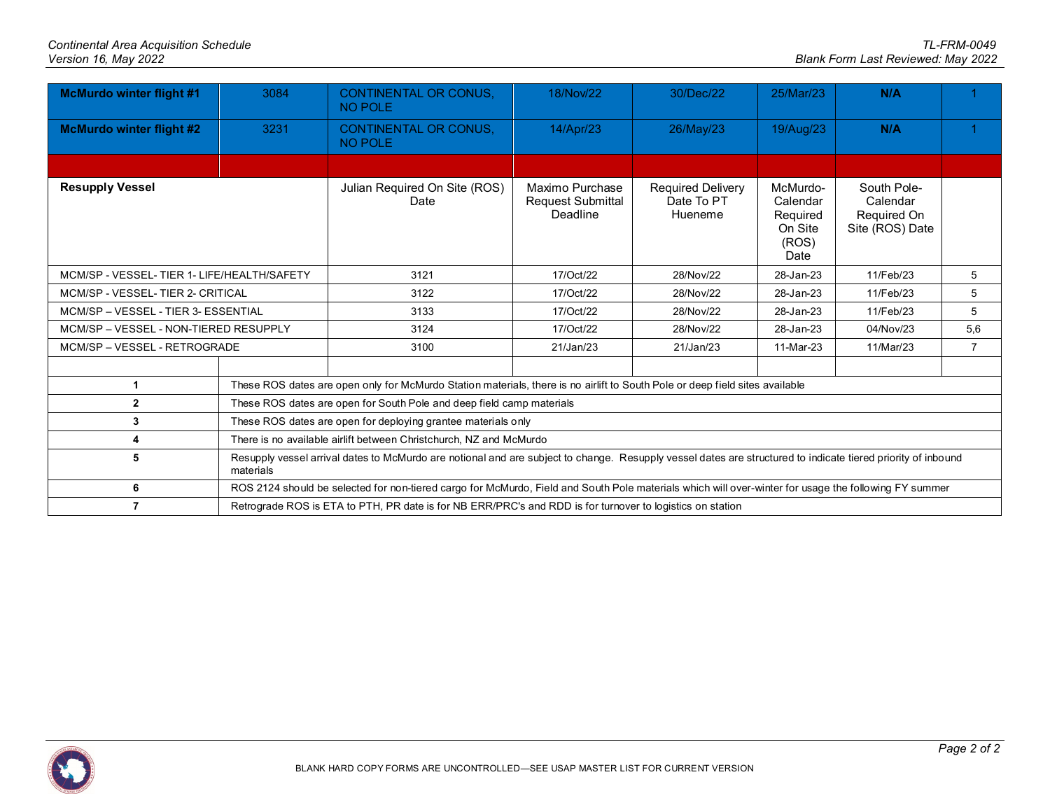| | | | | | | | |
|---|---|---|---|---|---|---|---|
| **McMurdo winter flight #1** | 3084 | CONTINENTAL OR CONUS, NO POLE | 18/Nov/22 | 30/Dec/22 | 25/Mar/23 | **N/A** | 1 |
| **McMurdo winter flight #2** | 3231 | CONTINENTAL OR CONUS, NO POLE | 14/Apr/23 | 26/May/23 | 19/Aug/23 | **N/A** | 1 |
| | | | | | | | |
| **Resupply Vessel** | | Julian Required On Site (ROS) Date | Maximo Purchase Request Submittal Deadline | Required Delivery Date To PT Hueneme | McMurdo-Calendar Required On Site (ROS) Date | South Pole-Calendar Required On Site (ROS) Date | |
| MCM/SP - VESSEL- TIER 1- LIFE/HEALTH/SAFETY | | 3121 | 17/Oct/22 | 28/Nov/22 | 28-Jan-23 | 11/Feb/23 | 5 |
| MCM/SP - VESSEL- TIER 2- CRITICAL | | 3122 | 17/Oct/22 | 28/Nov/22 | 28-Jan-23 | 11/Feb/23 | 5 |
| MCM/SP – VESSEL - TIER 3- ESSENTIAL | | 3133 | 17/Oct/22 | 28/Nov/22 | 28-Jan-23 | 11/Feb/23 | 5 |
| MCM/SP – VESSEL - NON-TIERED RESUPPLY | | 3124 | 17/Oct/22 | 28/Nov/22 | 28-Jan-23 | 04/Nov/23 | 5,6 |
| MCM/SP – VESSEL - RETROGRADE | | 3100 | 21/Jan/23 | 21/Jan/23 | 11-Mar-23 | 11/Mar/23 | 7 |
| | | | | | | | |
| **1** | These ROS dates are open only for McMurdo Station materials, there is no airlift to South Pole or deep field sites available | | | | | | |
| **2** | These ROS dates are open for South Pole and deep field camp materials | | | | | | |
| **3** | These ROS dates are open for deploying grantee materials only | | | | | | |
| **4** | There is no available airlift between Christchurch, NZ and McMurdo | | | | | | |
| **5** | Resupply vessel arrival dates to McMurdo are notional and are subject to change. Resupply vessel dates are structured to indicate tiered priority of inbound materials | | | | | | |
| **6** | ROS 2124 should be selected for non-tiered cargo for McMurdo, Field and South Pole materials which will over-winter for usage the following FY summer | | | | | | |
| **7** | Retrograde ROS is ETA to PTH, PR date is for NB ERR/PRC's and RDD is for turnover to logistics on station | | | | | | |

BLANK HARD COPY FORMS ARE UNCONTROLLED—SEE USAP MASTER LIST FOR CURRENT VERSION